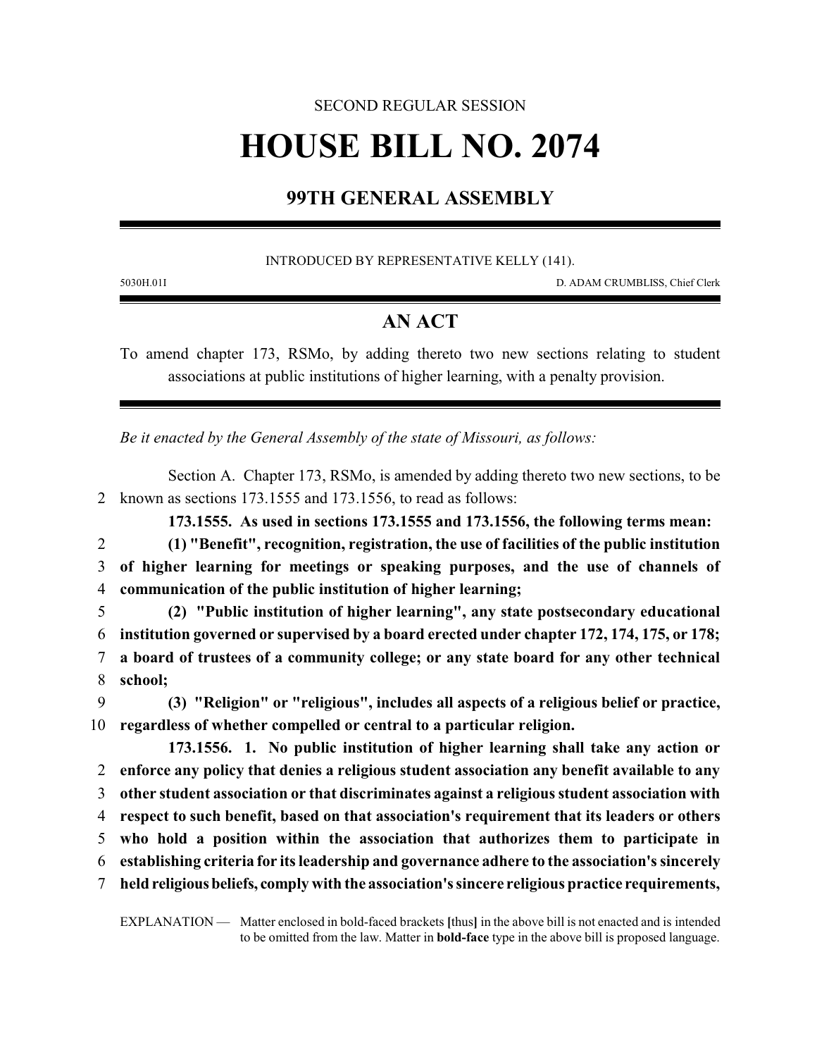SECOND REGULAR SESSION

# HOUSE BILL NO. 2074

## 99TH GENERAL ASSEMBLY

INTRODUCED BY REPRESENTATIVE KELLY (141).

5030H.01I D. ADAM CRUMBLISS, Chief Clerk

## AN ACT

To amend chapter 173, RSMo, by adding thereto two new sections relating to student associations at public institutions of higher learning, with a penalty provision.

*Be it enacted by the General Assembly of the state of Missouri, as follows:*

Section A. Chapter 173, RSMo, is amended by adding thereto two new sections, to be known as sections 173.1555 and 173.1556, to read as follows:

**173.1555. As used in sections 173.1555 and 173.1556, the following terms mean:**

**(1) "Benefit", recognition, registration, the use of facilities of the public institution of higher learning for meetings or speaking purposes, and the use of channels of communication of the public institution of higher learning;**

**(2) "Public institution of higher learning", any state postsecondary educational institution governed or supervised by a board erected under chapter 172, 174, 175, or 178; a board of trustees of a community college; or any state board for any other technical school;**

**(3) "Religion" or "religious", includes all aspects of a religious belief or practice, regardless of whether compelled or central to a particular religion.**

**173.1556. 1. No public institution of higher learning shall take any action or enforce any policy that denies a religious student association any benefit available to any other student association or that discriminates against a religious student association with respect to such benefit, based on that association's requirement that its leaders or others who hold a position within the association that authorizes them to participate in establishing criteria for its leadership and governance adhere to the association's sincerely held religious beliefs, comply with the association's sincere religious practice requirements,**

EXPLANATION — Matter enclosed in bold-faced brackets **[**thus**]** in the above bill is not enacted and is intended to be omitted from the law. Matter in **bold-face** type in the above bill is proposed language.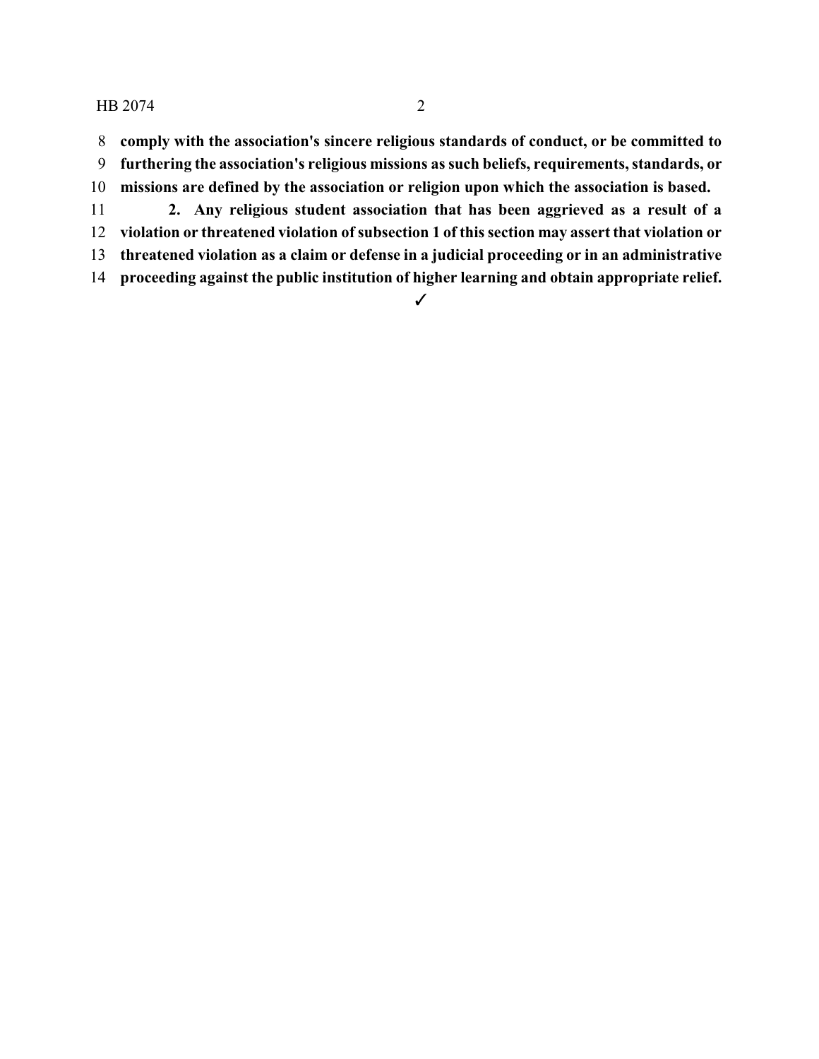**comply with the association's sincere religious standards of conduct, or be committed to furthering the association's religious missions as such beliefs, requirements, standards, or missions are defined by the association or religion upon which the association is based.**

**2. Any religious student association that has been aggrieved as a result of a violation or threatened violation of subsection 1 of this section may assert that violation or threatened violation as a claim or defense in a judicial proceeding or in an administrative proceeding against the public institution of higher learning and obtain appropriate relief.**

✓